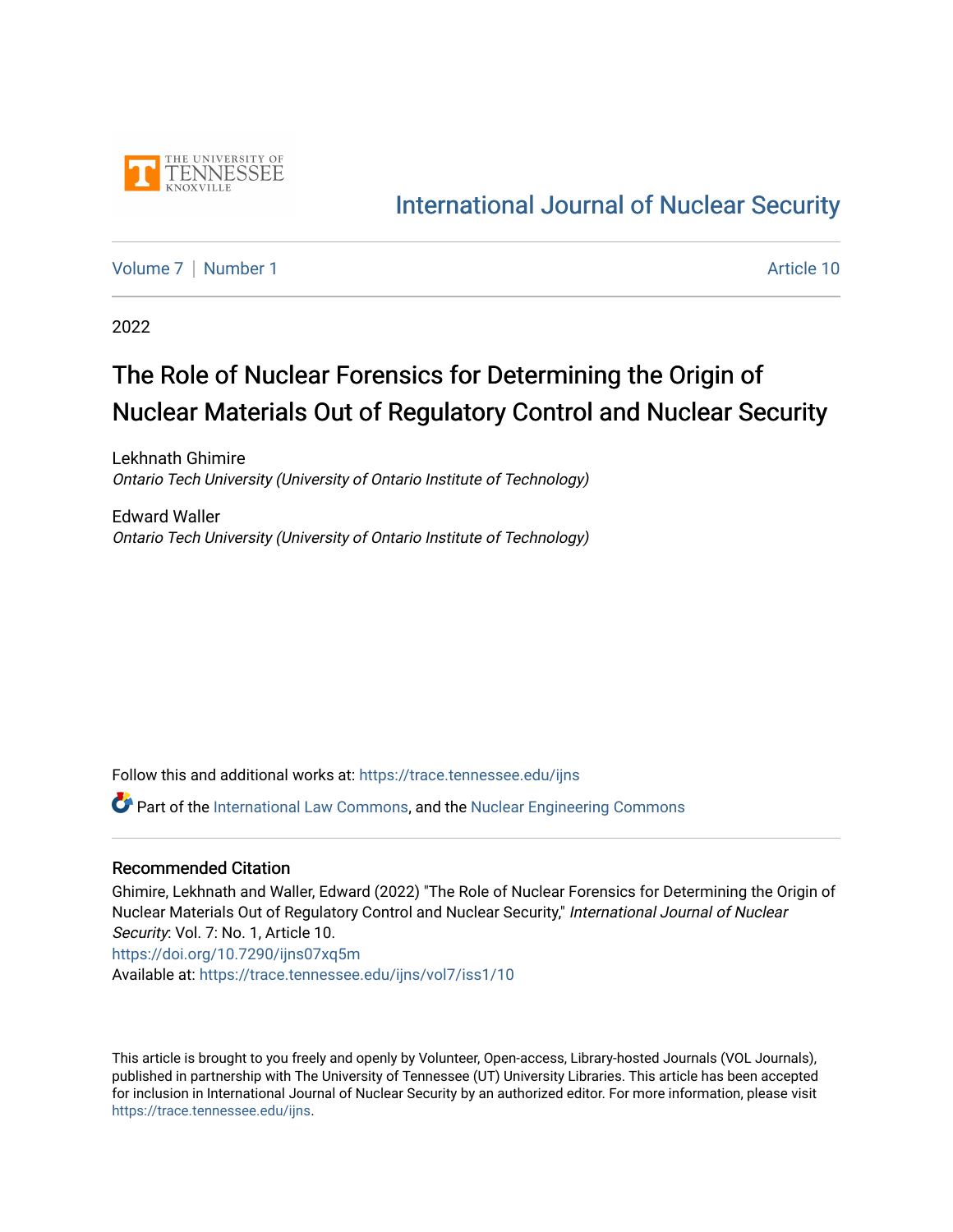International Journal of Nuclear Security

Volume 7 | Number 1 | Article 10

2022

# The Role of Nuclear Forensics for Determining the Origin of Nuclear Materials Out of Regulatory Control and Nuclear Security

Lekhnath Ghimire
*Ontario Tech University (University of Ontario Institute of Technology)*

Edward Waller
*Ontario Tech University (University of Ontario Institute of Technology)*

Follow this and additional works at: https://trace.tennessee.edu/ijns

Part of the International Law Commons, and the Nuclear Engineering Commons

### Recommended Citation

Ghimire, Lekhnath and Waller, Edward (2022) "The Role of Nuclear Forensics for Determining the Origin of Nuclear Materials Out of Regulatory Control and Nuclear Security," *International Journal of Nuclear Security*: Vol. 7: No. 1, Article 10.
https://doi.org/10.7290/ijns07xq5m
Available at: https://trace.tennessee.edu/ijns/vol7/iss1/10

This article is brought to you freely and openly by Volunteer, Open-access, Library-hosted Journals (VOL Journals), published in partnership with The University of Tennessee (UT) University Libraries. This article has been accepted for inclusion in International Journal of Nuclear Security by an authorized editor. For more information, please visit https://trace.tennessee.edu/ijns.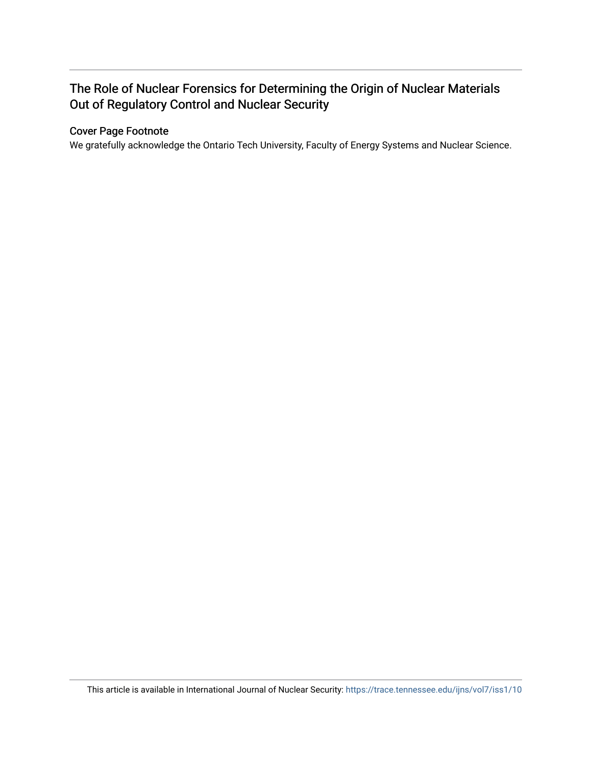# The Role of Nuclear Forensics for Determining the Origin of Nuclear Materials Out of Regulatory Control and Nuclear Security

## Cover Page Footnote

We gratefully acknowledge the Ontario Tech University, Faculty of Energy Systems and Nuclear Science.

This article is available in International Journal of Nuclear Security: https://trace.tennessee.edu/ijns/vol7/iss1/10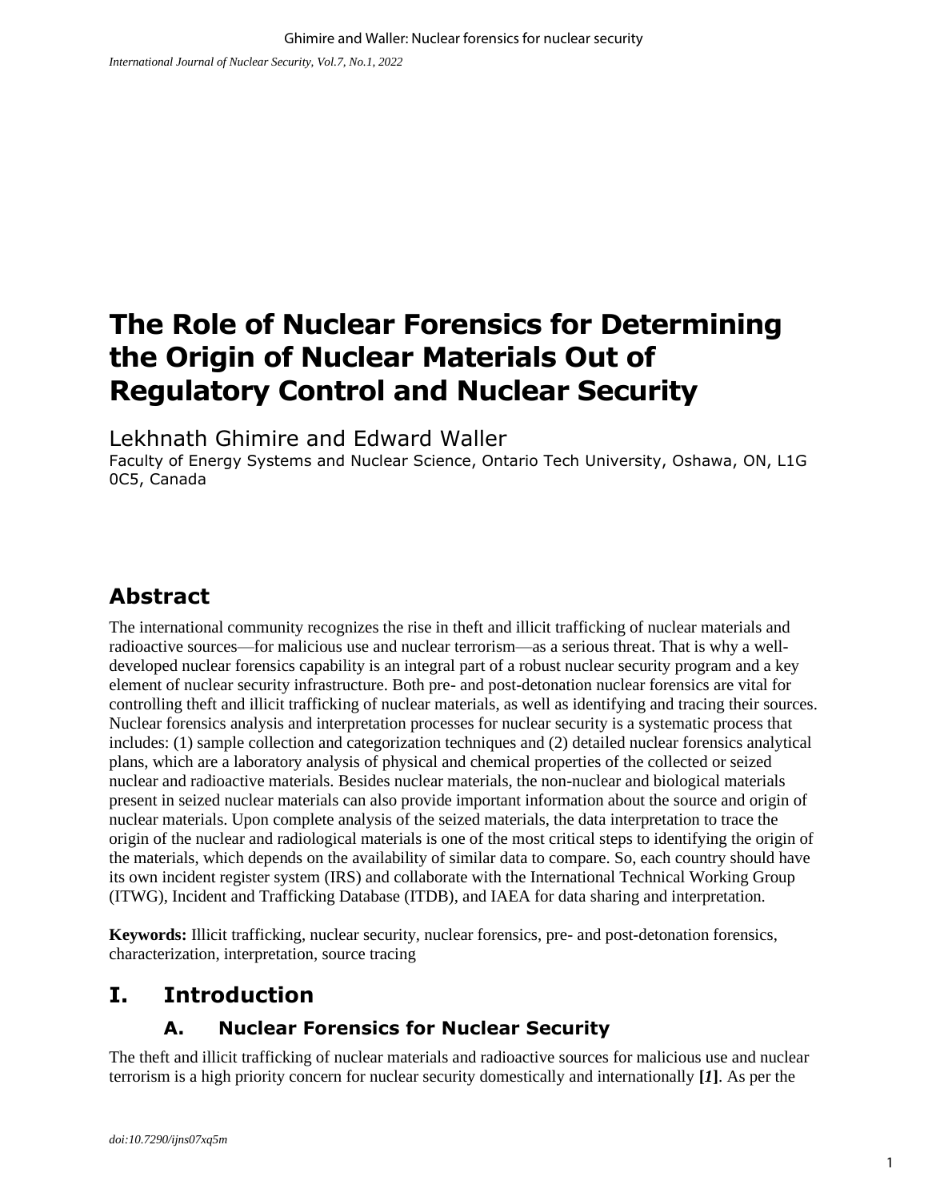# The Role of Nuclear Forensics for Determining the Origin of Nuclear Materials Out of Regulatory Control and Nuclear Security

Lekhnath Ghimire and Edward Waller

Faculty of Energy Systems and Nuclear Science, Ontario Tech University, Oshawa, ON, L1G 0C5, Canada

## Abstract

The international community recognizes the rise in theft and illicit trafficking of nuclear materials and radioactive sources—for malicious use and nuclear terrorism—as a serious threat. That is why a well-developed nuclear forensics capability is an integral part of a robust nuclear security program and a key element of nuclear security infrastructure. Both pre- and post-detonation nuclear forensics are vital for controlling theft and illicit trafficking of nuclear materials, as well as identifying and tracing their sources. Nuclear forensics analysis and interpretation processes for nuclear security is a systematic process that includes: (1) sample collection and categorization techniques and (2) detailed nuclear forensics analytical plans, which are a laboratory analysis of physical and chemical properties of the collected or seized nuclear and radioactive materials. Besides nuclear materials, the non-nuclear and biological materials present in seized nuclear materials can also provide important information about the source and origin of nuclear materials. Upon complete analysis of the seized materials, the data interpretation to trace the origin of the nuclear and radiological materials is one of the most critical steps to identifying the origin of the materials, which depends on the availability of similar data to compare. So, each country should have its own incident register system (IRS) and collaborate with the International Technical Working Group (ITWG), Incident and Trafficking Database (ITDB), and IAEA for data sharing and interpretation.

**Keywords:** Illicit trafficking, nuclear security, nuclear forensics, pre- and post-detonation forensics, characterization, interpretation, source tracing

## I. Introduction

### A. Nuclear Forensics for Nuclear Security

The theft and illicit trafficking of nuclear materials and radioactive sources for malicious use and nuclear terrorism is a high priority concern for nuclear security domestically and internationally **[*1*]**. As per the

doi:10.7290/ijns07xq5m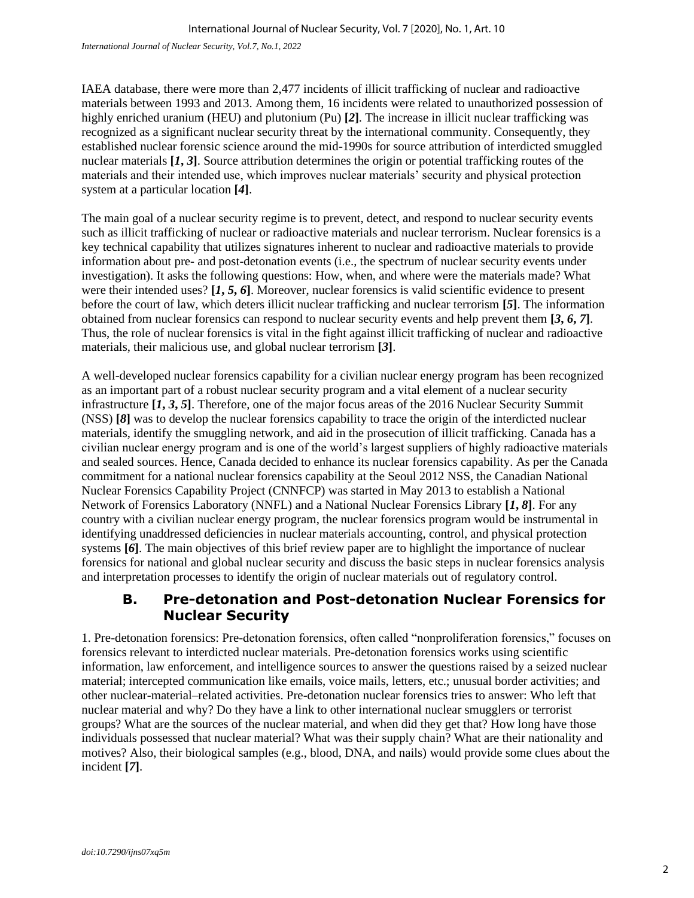IAEA database, there were more than 2,477 incidents of illicit trafficking of nuclear and radioactive materials between 1993 and 2013. Among them, 16 incidents were related to unauthorized possession of highly enriched uranium (HEU) and plutonium (Pu) **[*2*]**. The increase in illicit nuclear trafficking was recognized as a significant nuclear security threat by the international community. Consequently, they established nuclear forensic science around the mid-1990s for source attribution of interdicted smuggled nuclear materials **[*1, 3*]**. Source attribution determines the origin or potential trafficking routes of the materials and their intended use, which improves nuclear materials' security and physical protection system at a particular location **[*4*]**.

The main goal of a nuclear security regime is to prevent, detect, and respond to nuclear security events such as illicit trafficking of nuclear or radioactive materials and nuclear terrorism. Nuclear forensics is a key technical capability that utilizes signatures inherent to nuclear and radioactive materials to provide information about pre- and post-detonation events (i.e., the spectrum of nuclear security events under investigation). It asks the following questions: How, when, and where were the materials made? What were their intended uses? **[*1, 5, 6*]**. Moreover, nuclear forensics is valid scientific evidence to present before the court of law, which deters illicit nuclear trafficking and nuclear terrorism **[*5*]**. The information obtained from nuclear forensics can respond to nuclear security events and help prevent them **[*3, 6, 7*]**. Thus, the role of nuclear forensics is vital in the fight against illicit trafficking of nuclear and radioactive materials, their malicious use, and global nuclear terrorism **[*3*]**.

A well-developed nuclear forensics capability for a civilian nuclear energy program has been recognized as an important part of a robust nuclear security program and a vital element of a nuclear security infrastructure **[*1, 3, 5*]**. Therefore, one of the major focus areas of the 2016 Nuclear Security Summit (NSS) **[*8*]** was to develop the nuclear forensics capability to trace the origin of the interdicted nuclear materials, identify the smuggling network, and aid in the prosecution of illicit trafficking. Canada has a civilian nuclear energy program and is one of the world's largest suppliers of highly radioactive materials and sealed sources. Hence, Canada decided to enhance its nuclear forensics capability. As per the Canada commitment for a national nuclear forensics capability at the Seoul 2012 NSS, the Canadian National Nuclear Forensics Capability Project (CNNFCP) was started in May 2013 to establish a National Network of Forensics Laboratory (NNFL) and a National Nuclear Forensics Library **[*1, 8*]**. For any country with a civilian nuclear energy program, the nuclear forensics program would be instrumental in identifying unaddressed deficiencies in nuclear materials accounting, control, and physical protection systems **[*6*]**. The main objectives of this brief review paper are to highlight the importance of nuclear forensics for national and global nuclear security and discuss the basic steps in nuclear forensics analysis and interpretation processes to identify the origin of nuclear materials out of regulatory control.

## B. Pre-detonation and Post-detonation Nuclear Forensics for Nuclear Security

1. Pre-detonation forensics: Pre-detonation forensics, often called "nonproliferation forensics," focuses on forensics relevant to interdicted nuclear materials. Pre-detonation forensics works using scientific information, law enforcement, and intelligence sources to answer the questions raised by a seized nuclear material; intercepted communication like emails, voice mails, letters, etc.; unusual border activities; and other nuclear-material–related activities. Pre-detonation nuclear forensics tries to answer: Who left that nuclear material and why? Do they have a link to other international nuclear smugglers or terrorist groups? What are the sources of the nuclear material, and when did they get that? How long have those individuals possessed that nuclear material? What was their supply chain? What are their nationality and motives? Also, their biological samples (e.g., blood, DNA, and nails) would provide some clues about the incident **[*7*]**.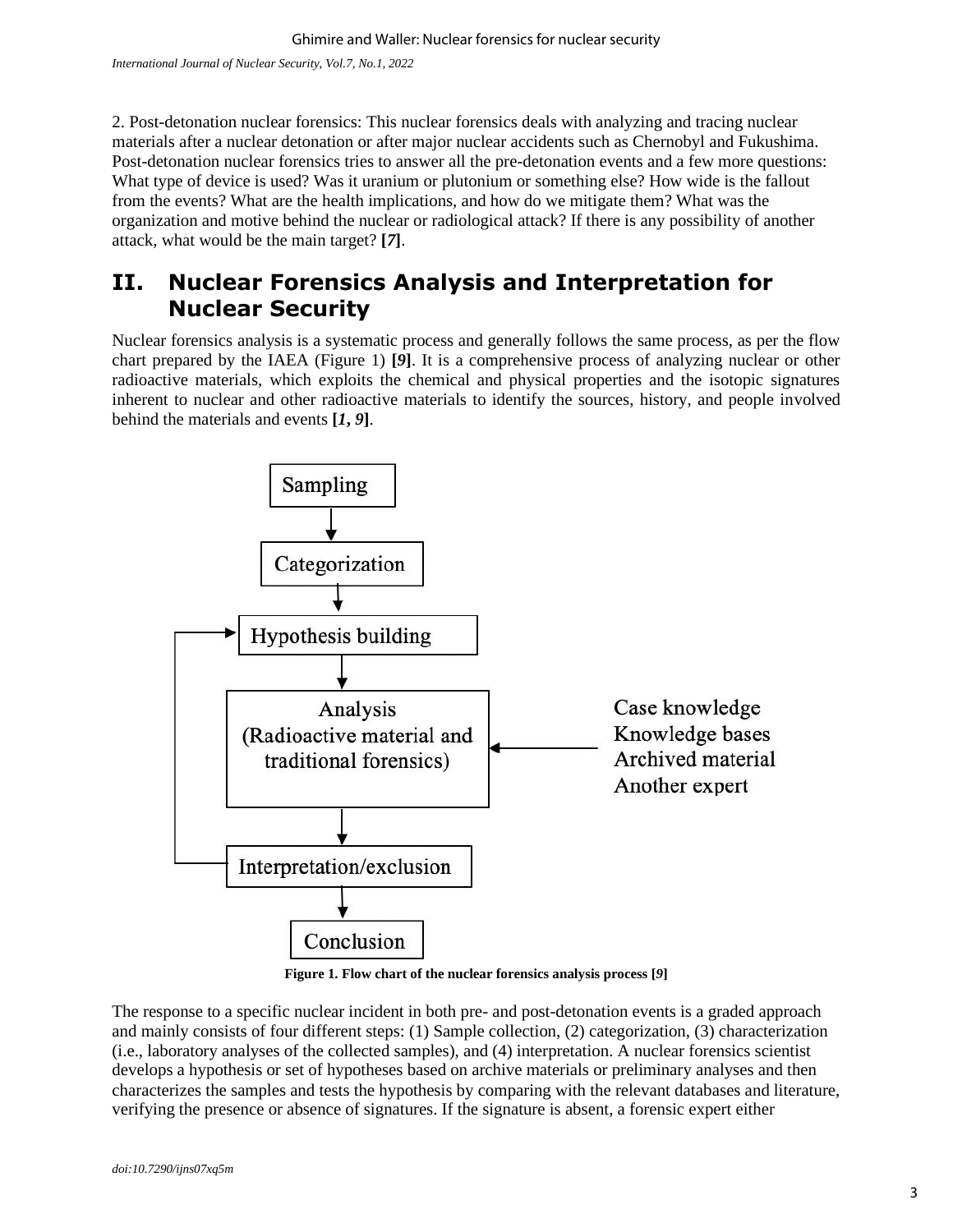2. Post-detonation nuclear forensics: This nuclear forensics deals with analyzing and tracing nuclear materials after a nuclear detonation or after major nuclear accidents such as Chernobyl and Fukushima. Post-detonation nuclear forensics tries to answer all the pre-detonation events and a few more questions: What type of device is used? Was it uranium or plutonium or something else? How wide is the fallout from the events? What are the health implications, and how do we mitigate them? What was the organization and motive behind the nuclear or radiological attack? If there is any possibility of another attack, what would be the main target? **[*7*]**.

## II. Nuclear Forensics Analysis and Interpretation for Nuclear Security

Nuclear forensics analysis is a systematic process and generally follows the same process, as per the flow chart prepared by the IAEA (Figure 1) **[*9*]**. It is a comprehensive process of analyzing nuclear or other radioactive materials, which exploits the chemical and physical properties and the isotopic signatures inherent to nuclear and other radioactive materials to identify the sources, history, and people involved behind the materials and events **[*1, 9*]**.

Sampling → Categorization → Hypothesis building → Analysis (Radioactive material and traditional forensics) → Interpretation/exclusion → Conclusion

(Inputs to Analysis: Case knowledge; Knowledge bases; Archived material; Another expert. Interpretation/exclusion loops back to Hypothesis building.)

**Figure 1. Flow chart of the nuclear forensics analysis process [*9*]**

The response to a specific nuclear incident in both pre- and post-detonation events is a graded approach and mainly consists of four different steps: (1) Sample collection, (2) categorization, (3) characterization (i.e., laboratory analyses of the collected samples), and (4) interpretation. A nuclear forensics scientist develops a hypothesis or set of hypotheses based on archive materials or preliminary analyses and then characterizes the samples and tests the hypothesis by comparing with the relevant databases and literature, verifying the presence or absence of signatures. If the signature is absent, a forensic expert either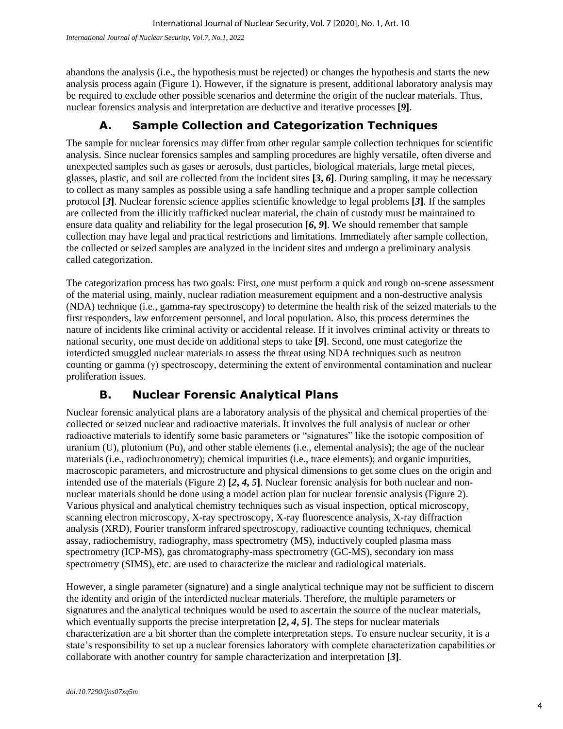abandons the analysis (i.e., the hypothesis must be rejected) or changes the hypothesis and starts the new analysis process again (Figure 1). However, if the signature is present, additional laboratory analysis may be required to exclude other possible scenarios and determine the origin of the nuclear materials. Thus, nuclear forensics analysis and interpretation are deductive and iterative processes **[*9*]**.

## A. Sample Collection and Categorization Techniques

The sample for nuclear forensics may differ from other regular sample collection techniques for scientific analysis. Since nuclear forensics samples and sampling procedures are highly versatile, often diverse and unexpected samples such as gases or aerosols, dust particles, biological materials, large metal pieces, glasses, plastic, and soil are collected from the incident sites **[*3, 6*]**. During sampling, it may be necessary to collect as many samples as possible using a safe handling technique and a proper sample collection protocol **[*3*]**. Nuclear forensic science applies scientific knowledge to legal problems **[*3*]**. If the samples are collected from the illicitly trafficked nuclear material, the chain of custody must be maintained to ensure data quality and reliability for the legal prosecution **[*6, 9*]**. We should remember that sample collection may have legal and practical restrictions and limitations. Immediately after sample collection, the collected or seized samples are analyzed in the incident sites and undergo a preliminary analysis called categorization.

The categorization process has two goals: First, one must perform a quick and rough on-scene assessment of the material using, mainly, nuclear radiation measurement equipment and a non-destructive analysis (NDA) technique (i.e., gamma-ray spectroscopy) to determine the health risk of the seized materials to the first responders, law enforcement personnel, and local population. Also, this process determines the nature of incidents like criminal activity or accidental release. If it involves criminal activity or threats to national security, one must decide on additional steps to take **[*9*]**. Second, one must categorize the interdicted smuggled nuclear materials to assess the threat using NDA techniques such as neutron counting or gamma ($\gamma$) spectroscopy, determining the extent of environmental contamination and nuclear proliferation issues.

## B. Nuclear Forensic Analytical Plans

Nuclear forensic analytical plans are a laboratory analysis of the physical and chemical properties of the collected or seized nuclear and radioactive materials. It involves the full analysis of nuclear or other radioactive materials to identify some basic parameters or "signatures" like the isotopic composition of uranium (U), plutonium (Pu), and other stable elements (i.e., elemental analysis); the age of the nuclear materials (i.e., radiochronometry); chemical impurities (i.e., trace elements); and organic impurities, macroscopic parameters, and microstructure and physical dimensions to get some clues on the origin and intended use of the materials (Figure 2) **[*2, 4, 5*]**. Nuclear forensic analysis for both nuclear and non-nuclear materials should be done using a model action plan for nuclear forensic analysis (Figure 2). Various physical and analytical chemistry techniques such as visual inspection, optical microscopy, scanning electron microscopy, X-ray spectroscopy, X-ray fluorescence analysis, X-ray diffraction analysis (XRD), Fourier transform infrared spectroscopy, radioactive counting techniques, chemical assay, radiochemistry, radiography, mass spectrometry (MS), inductively coupled plasma mass spectrometry (ICP-MS), gas chromatography-mass spectrometry (GC-MS), secondary ion mass spectrometry (SIMS), etc. are used to characterize the nuclear and radiological materials.

However, a single parameter (signature) and a single analytical technique may not be sufficient to discern the identity and origin of the interdicted nuclear materials. Therefore, the multiple parameters or signatures and the analytical techniques would be used to ascertain the source of the nuclear materials, which eventually supports the precise interpretation **[*2, 4, 5*]**. The steps for nuclear materials characterization are a bit shorter than the complete interpretation steps. To ensure nuclear security, it is a state's responsibility to set up a nuclear forensics laboratory with complete characterization capabilities or collaborate with another country for sample characterization and interpretation **[*3*]**.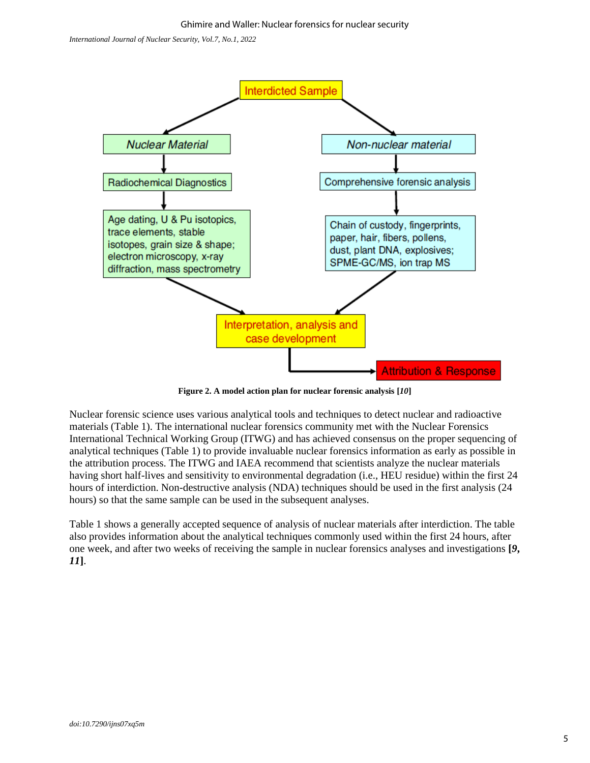Interdicted Sample

Nuclear Material

Radiochemical Diagnostics

Age dating, U & Pu isotopics, trace elements, stable isotopes, grain size & shape; electron microscopy, x-ray diffraction, mass spectrometry

Non-nuclear material

Comprehensive forensic analysis

Chain of custody, fingerprints, paper, hair, fibers, pollens, dust, plant DNA, explosives; SPME-GC/MS, ion trap MS

Interpretation, analysis and case development

Attribution & Response

**Figure 2. A model action plan for nuclear forensic analysis [*10*]**

Nuclear forensic science uses various analytical tools and techniques to detect nuclear and radioactive materials (Table 1). The international nuclear forensics community met with the Nuclear Forensics International Technical Working Group (ITWG) and has achieved consensus on the proper sequencing of analytical techniques (Table 1) to provide invaluable nuclear forensics information as early as possible in the attribution process. The ITWG and IAEA recommend that scientists analyze the nuclear materials having short half-lives and sensitivity to environmental degradation (i.e., HEU residue) within the first 24 hours of interdiction. Non-destructive analysis (NDA) techniques should be used in the first analysis (24 hours) so that the same sample can be used in the subsequent analyses.

Table 1 shows a generally accepted sequence of analysis of nuclear materials after interdiction. The table also provides information about the analytical techniques commonly used within the first 24 hours, after one week, and after two weeks of receiving the sample in nuclear forensics analyses and investigations **[*9, 11*]**.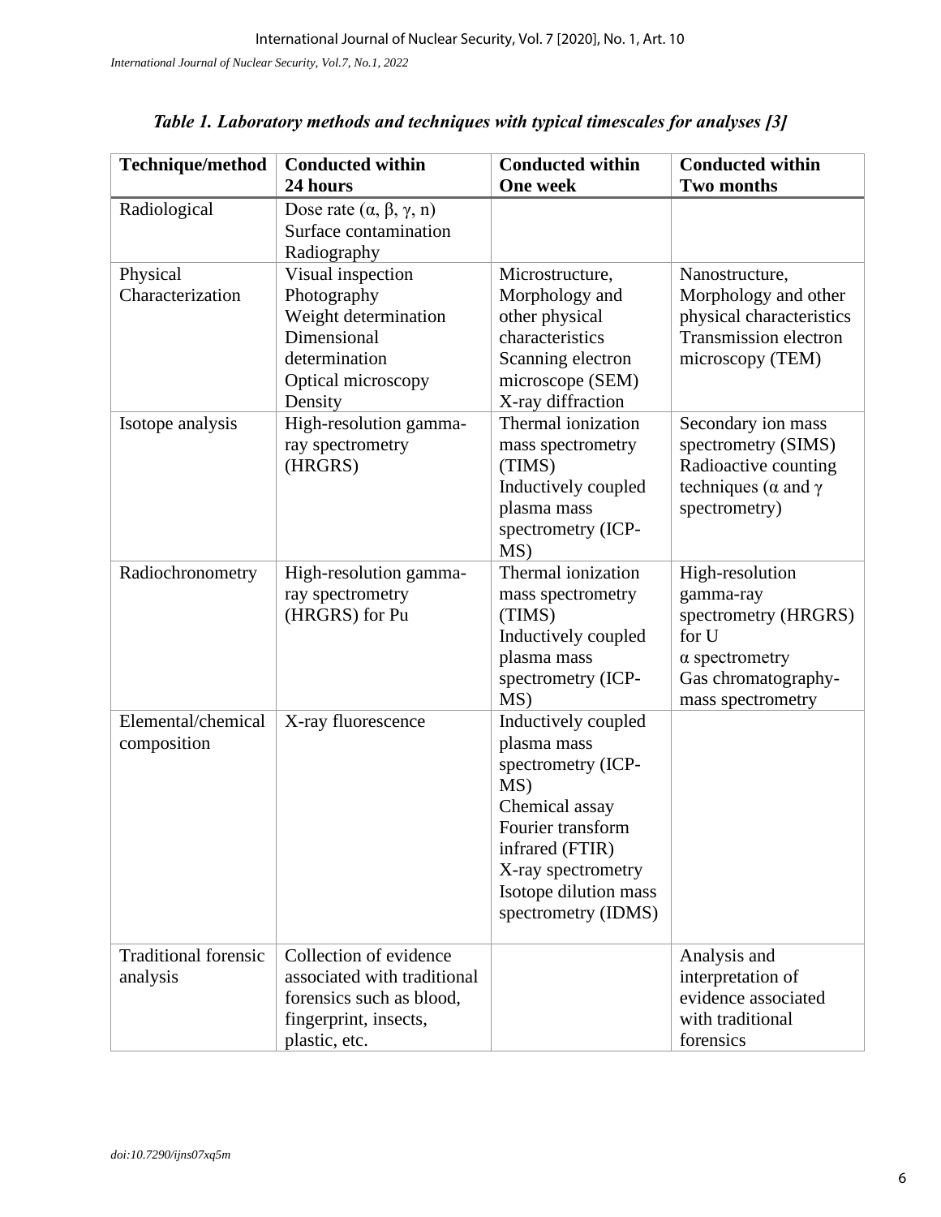***Table 1. Laboratory methods and techniques with typical timescales for analyses [3]***

| **Technique/method** | **Conducted within 24 hours** | **Conducted within One week** | **Conducted within Two months** |
| --- | --- | --- | --- |
| Radiological | Dose rate (α, β, γ, n)<br>Surface contamination<br>Radiography | | |
| Physical Characterization | Visual inspection<br>Photography<br>Weight determination<br>Dimensional determination<br>Optical microscopy<br>Density | Microstructure, Morphology and other physical characteristics<br>Scanning electron microscope (SEM)<br>X-ray diffraction | Nanostructure, Morphology and other physical characteristics<br>Transmission electron microscopy (TEM) |
| Isotope analysis | High-resolution gamma-ray spectrometry (HRGRS) | Thermal ionization mass spectrometry (TIMS)<br>Inductively coupled plasma mass spectrometry (ICP-MS) | Secondary ion mass spectrometry (SIMS)<br>Radioactive counting techniques (α and γ spectrometry) |
| Radiochronometry | High-resolution gamma-ray spectrometry (HRGRS) for Pu | Thermal ionization mass spectrometry (TIMS)<br>Inductively coupled plasma mass spectrometry (ICP-MS) | High-resolution gamma-ray spectrometry (HRGRS) for U<br>α spectrometry<br>Gas chromatography-mass spectrometry |
| Elemental/chemical composition | X-ray fluorescence | Inductively coupled plasma mass spectrometry (ICP-MS)<br>Chemical assay<br>Fourier transform infrared (FTIR)<br>X-ray spectrometry<br>Isotope dilution mass spectrometry (IDMS) | |
| Traditional forensic analysis | Collection of evidence associated with traditional forensics such as blood, fingerprint, insects, plastic, etc. | | Analysis and interpretation of evidence associated with traditional forensics |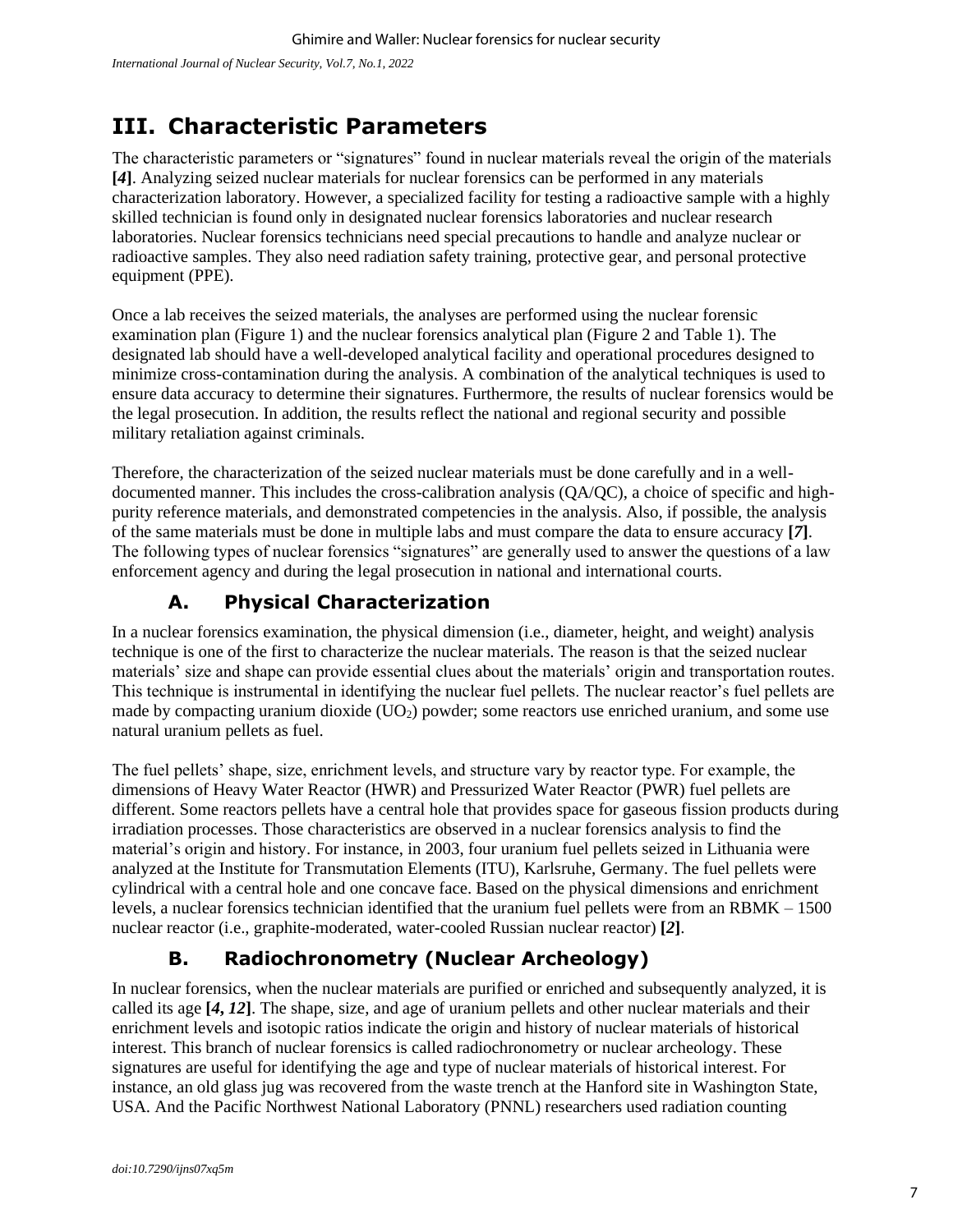# III. Characteristic Parameters

The characteristic parameters or "signatures" found in nuclear materials reveal the origin of the materials **[*4*]**. Analyzing seized nuclear materials for nuclear forensics can be performed in any materials characterization laboratory. However, a specialized facility for testing a radioactive sample with a highly skilled technician is found only in designated nuclear forensics laboratories and nuclear research laboratories. Nuclear forensics technicians need special precautions to handle and analyze nuclear or radioactive samples. They also need radiation safety training, protective gear, and personal protective equipment (PPE).

Once a lab receives the seized materials, the analyses are performed using the nuclear forensic examination plan (Figure 1) and the nuclear forensics analytical plan (Figure 2 and Table 1). The designated lab should have a well-developed analytical facility and operational procedures designed to minimize cross-contamination during the analysis. A combination of the analytical techniques is used to ensure data accuracy to determine their signatures. Furthermore, the results of nuclear forensics would be the legal prosecution. In addition, the results reflect the national and regional security and possible military retaliation against criminals.

Therefore, the characterization of the seized nuclear materials must be done carefully and in a well-documented manner. This includes the cross-calibration analysis (QA/QC), a choice of specific and high-purity reference materials, and demonstrated competencies in the analysis. Also, if possible, the analysis of the same materials must be done in multiple labs and must compare the data to ensure accuracy **[*7*]**. The following types of nuclear forensics "signatures" are generally used to answer the questions of a law enforcement agency and during the legal prosecution in national and international courts.

## A. Physical Characterization

In a nuclear forensics examination, the physical dimension (i.e., diameter, height, and weight) analysis technique is one of the first to characterize the nuclear materials. The reason is that the seized nuclear materials' size and shape can provide essential clues about the materials' origin and transportation routes. This technique is instrumental in identifying the nuclear fuel pellets. The nuclear reactor's fuel pellets are made by compacting uranium dioxide ($UO_2$) powder; some reactors use enriched uranium, and some use natural uranium pellets as fuel.

The fuel pellets' shape, size, enrichment levels, and structure vary by reactor type. For example, the dimensions of Heavy Water Reactor (HWR) and Pressurized Water Reactor (PWR) fuel pellets are different. Some reactors pellets have a central hole that provides space for gaseous fission products during irradiation processes. Those characteristics are observed in a nuclear forensics analysis to find the material's origin and history. For instance, in 2003, four uranium fuel pellets seized in Lithuania were analyzed at the Institute for Transmutation Elements (ITU), Karlsruhe, Germany. The fuel pellets were cylindrical with a central hole and one concave face. Based on the physical dimensions and enrichment levels, a nuclear forensics technician identified that the uranium fuel pellets were from an RBMK – 1500 nuclear reactor (i.e., graphite-moderated, water-cooled Russian nuclear reactor) **[*2*]**.

## B. Radiochronometry (Nuclear Archeology)

In nuclear forensics, when the nuclear materials are purified or enriched and subsequently analyzed, it is called its age **[*4, 12*]**. The shape, size, and age of uranium pellets and other nuclear materials and their enrichment levels and isotopic ratios indicate the origin and history of nuclear materials of historical interest. This branch of nuclear forensics is called radiochronometry or nuclear archeology. These signatures are useful for identifying the age and type of nuclear materials of historical interest. For instance, an old glass jug was recovered from the waste trench at the Hanford site in Washington State, USA. And the Pacific Northwest National Laboratory (PNNL) researchers used radiation counting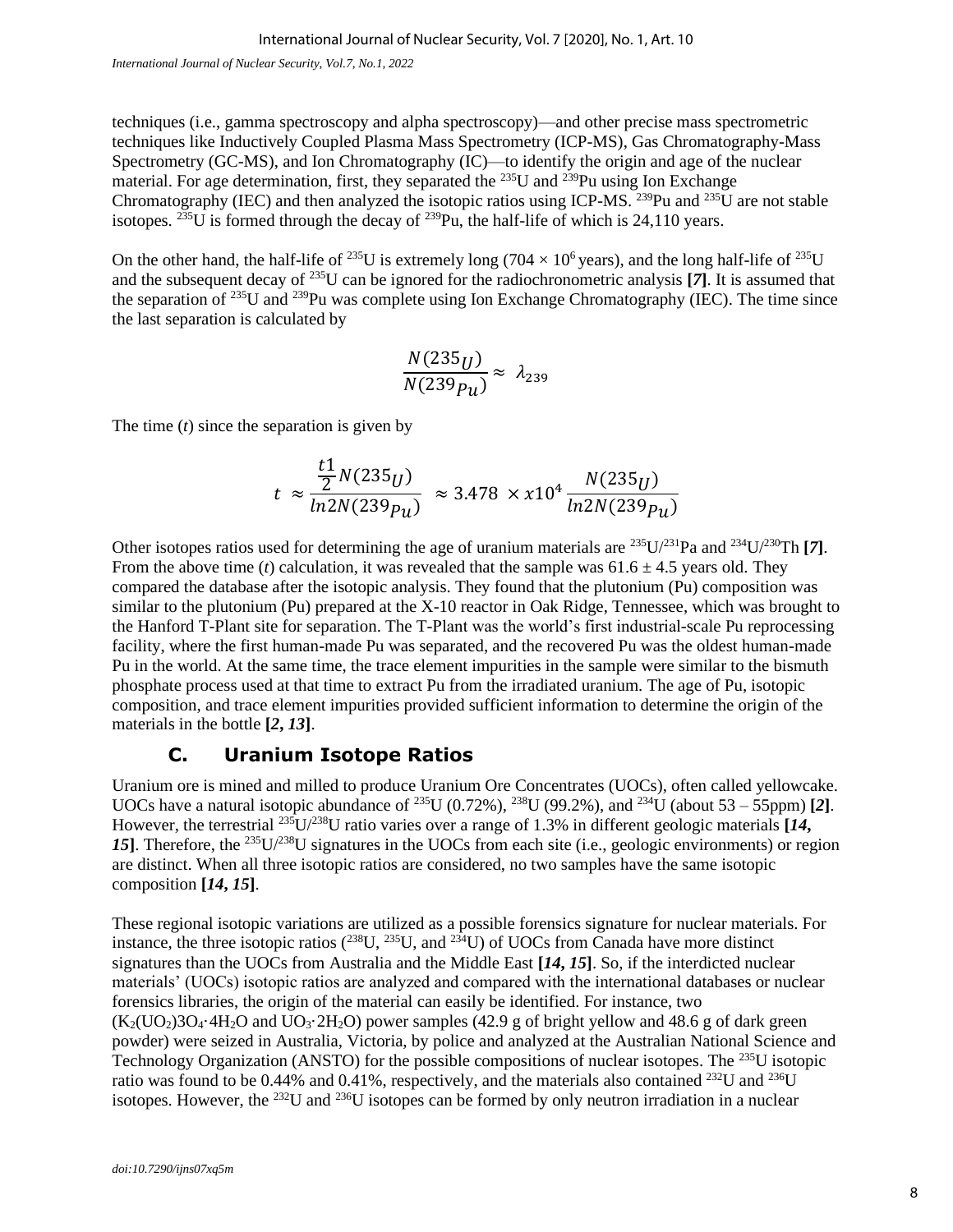techniques (i.e., gamma spectroscopy and alpha spectroscopy)—and other precise mass spectrometric techniques like Inductively Coupled Plasma Mass Spectrometry (ICP-MS), Gas Chromatography-Mass Spectrometry (GC-MS), and Ion Chromatography (IC)—to identify the origin and age of the nuclear material. For age determination, first, they separated the $^{235}U$ and $^{239}Pu$ using Ion Exchange Chromatography (IEC) and then analyzed the isotopic ratios using ICP-MS. $^{239}Pu$ and $^{235}U$ are not stable isotopes. $^{235}U$ is formed through the decay of $^{239}Pu$, the half-life of which is 24,110 years.

On the other hand, the half-life of $^{235}U$ is extremely long ($704 \times 10^6$ years), and the long half-life of $^{235}U$ and the subsequent decay of $^{235}U$ can be ignored for the radiochronometric analysis **[7]**. It is assumed that the separation of $^{235}U$ and $^{239}Pu$ was complete using Ion Exchange Chromatography (IEC). The time since the last separation is calculated by

$$\frac{N(235_U)}{N(239_{Pu})} \approx \lambda_{239}$$

The time ($t$) since the separation is given by

$$t \approx \frac{\frac{t1}{2} N(235_U)}{ln2N(239_{Pu})} \approx 3.478 \times x10^4 \frac{N(235_U)}{ln2N(239_{Pu})}$$

Other isotopes ratios used for determining the age of uranium materials are $^{235}U/^{231}Pa$ and $^{234}U/^{230}Th$ **[7]**. From the above time ($t$) calculation, it was revealed that the sample was $61.6 \pm 4.5$ years old. They compared the database after the isotopic analysis. They found that the plutonium (Pu) composition was similar to the plutonium (Pu) prepared at the X-10 reactor in Oak Ridge, Tennessee, which was brought to the Hanford T-Plant site for separation. The T-Plant was the world's first industrial-scale Pu reprocessing facility, where the first human-made Pu was separated, and the recovered Pu was the oldest human-made Pu in the world. At the same time, the trace element impurities in the sample were similar to the bismuth phosphate process used at that time to extract Pu from the irradiated uranium. The age of Pu, isotopic composition, and trace element impurities provided sufficient information to determine the origin of the materials in the bottle **[*2, 13*]**.

## C. Uranium Isotope Ratios

Uranium ore is mined and milled to produce Uranium Ore Concentrates (UOCs), often called yellowcake. UOCs have a natural isotopic abundance of $^{235}U$ (0.72%), $^{238}U$ (99.2%), and $^{234}U$ (about 53 – 55ppm) **[*2*]**. However, the terrestrial $^{235}U/^{238}U$ ratio varies over a range of 1.3% in different geologic materials **[*14, 15*]**. Therefore, the $^{235}U/^{238}U$ signatures in the UOCs from each site (i.e., geologic environments) or region are distinct. When all three isotopic ratios are considered, no two samples have the same isotopic composition **[*14, 15*]**.

These regional isotopic variations are utilized as a possible forensics signature for nuclear materials. For instance, the three isotopic ratios ($^{238}U$, $^{235}U$, and $^{234}U$) of UOCs from Canada have more distinct signatures than the UOCs from Australia and the Middle East **[*14, 15*]**. So, if the interdicted nuclear materials' (UOCs) isotopic ratios are analyzed and compared with the international databases or nuclear forensics libraries, the origin of the material can easily be identified. For instance, two ($K_2(UO_2)3O_4 \cdot 4H_2O$ and $UO_3 \cdot 2H_2O$) power samples (42.9 g of bright yellow and 48.6 g of dark green powder) were seized in Australia, Victoria, by police and analyzed at the Australian National Science and Technology Organization (ANSTO) for the possible compositions of nuclear isotopes. The $^{235}U$ isotopic ratio was found to be 0.44% and 0.41%, respectively, and the materials also contained $^{232}U$ and $^{236}U$ isotopes. However, the $^{232}U$ and $^{236}U$ isotopes can be formed by only neutron irradiation in a nuclear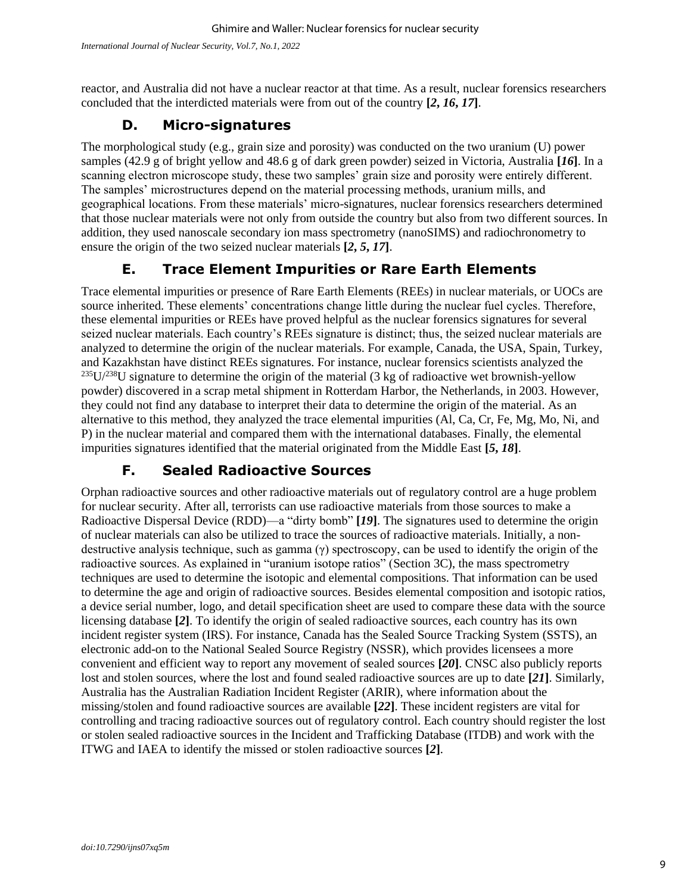reactor, and Australia did not have a nuclear reactor at that time. As a result, nuclear forensics researchers concluded that the interdicted materials were from out of the country **[*2, 16, 17*]**.

## D. Micro-signatures

The morphological study (e.g., grain size and porosity) was conducted on the two uranium (U) power samples (42.9 g of bright yellow and 48.6 g of dark green powder) seized in Victoria, Australia **[*16*]**. In a scanning electron microscope study, these two samples' grain size and porosity were entirely different. The samples' microstructures depend on the material processing methods, uranium mills, and geographical locations. From these materials' micro-signatures, nuclear forensics researchers determined that those nuclear materials were not only from outside the country but also from two different sources. In addition, they used nanoscale secondary ion mass spectrometry (nanoSIMS) and radiochronometry to ensure the origin of the two seized nuclear materials **[*2, 5, 17*]**.

## E. Trace Element Impurities or Rare Earth Elements

Trace elemental impurities or presence of Rare Earth Elements (REEs) in nuclear materials, or UOCs are source inherited. These elements' concentrations change little during the nuclear fuel cycles. Therefore, these elemental impurities or REEs have proved helpful as the nuclear forensics signatures for several seized nuclear materials. Each country's REEs signature is distinct; thus, the seized nuclear materials are analyzed to determine the origin of the nuclear materials. For example, Canada, the USA, Spain, Turkey, and Kazakhstan have distinct REEs signatures. For instance, nuclear forensics scientists analyzed the $^{235}U/^{238}U$ signature to determine the origin of the material (3 kg of radioactive wet brownish-yellow powder) discovered in a scrap metal shipment in Rotterdam Harbor, the Netherlands, in 2003. However, they could not find any database to interpret their data to determine the origin of the material. As an alternative to this method, they analyzed the trace elemental impurities (Al, Ca, Cr, Fe, Mg, Mo, Ni, and P) in the nuclear material and compared them with the international databases. Finally, the elemental impurities signatures identified that the material originated from the Middle East **[*5, 18*]**.

## F. Sealed Radioactive Sources

Orphan radioactive sources and other radioactive materials out of regulatory control are a huge problem for nuclear security. After all, terrorists can use radioactive materials from those sources to make a Radioactive Dispersal Device (RDD)—a "dirty bomb" **[*19*]**. The signatures used to determine the origin of nuclear materials can also be utilized to trace the sources of radioactive materials. Initially, a non-destructive analysis technique, such as gamma (γ) spectroscopy, can be used to identify the origin of the radioactive sources. As explained in "uranium isotope ratios" (Section 3C), the mass spectrometry techniques are used to determine the isotopic and elemental compositions. That information can be used to determine the age and origin of radioactive sources. Besides elemental composition and isotopic ratios, a device serial number, logo, and detail specification sheet are used to compare these data with the source licensing database **[*2*]**. To identify the origin of sealed radioactive sources, each country has its own incident register system (IRS). For instance, Canada has the Sealed Source Tracking System (SSTS), an electronic add-on to the National Sealed Source Registry (NSSR), which provides licensees a more convenient and efficient way to report any movement of sealed sources **[*20*]**. CNSC also publicly reports lost and stolen sources, where the lost and found sealed radioactive sources are up to date **[*21*]**. Similarly, Australia has the Australian Radiation Incident Register (ARIR), where information about the missing/stolen and found radioactive sources are available **[*22*]**. These incident registers are vital for controlling and tracing radioactive sources out of regulatory control. Each country should register the lost or stolen sealed radioactive sources in the Incident and Trafficking Database (ITDB) and work with the ITWG and IAEA to identify the missed or stolen radioactive sources **[*2*]**.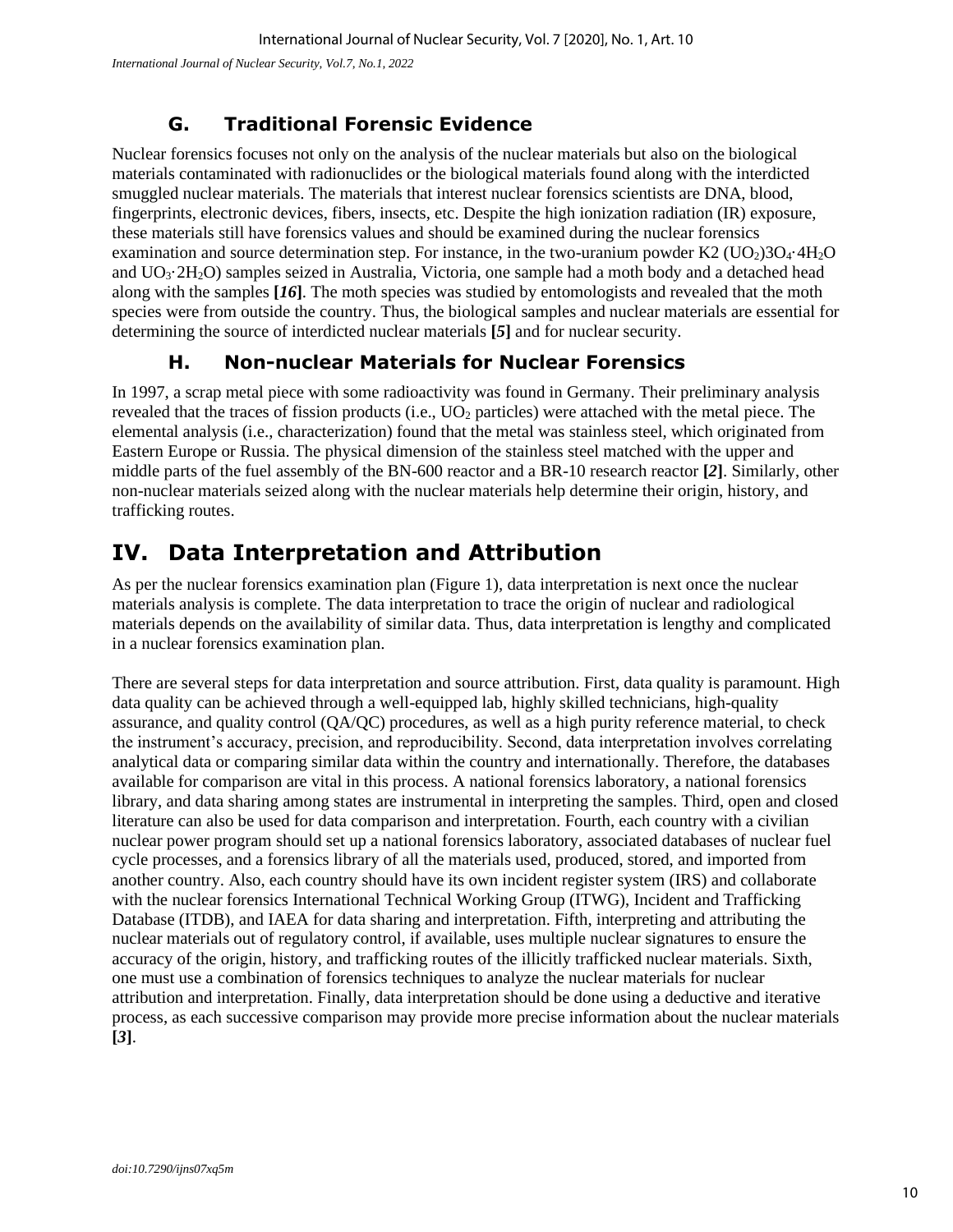### G. Traditional Forensic Evidence

Nuclear forensics focuses not only on the analysis of the nuclear materials but also on the biological materials contaminated with radionuclides or the biological materials found along with the interdicted smuggled nuclear materials. The materials that interest nuclear forensics scientists are DNA, blood, fingerprints, electronic devices, fibers, insects, etc. Despite the high ionization radiation (IR) exposure, these materials still have forensics values and should be examined during the nuclear forensics examination and source determination step. For instance, in the two-uranium powder K2 $(UO_2)3O_4{\cdot}4H_2O$ and $UO_3{\cdot}2H_2O$) samples seized in Australia, Victoria, one sample had a moth body and a detached head along with the samples **[*16*]**. The moth species was studied by entomologists and revealed that the moth species were from outside the country. Thus, the biological samples and nuclear materials are essential for determining the source of interdicted nuclear materials **[*5*]** and for nuclear security.

### H. Non-nuclear Materials for Nuclear Forensics

In 1997, a scrap metal piece with some radioactivity was found in Germany. Their preliminary analysis revealed that the traces of fission products (i.e., $UO_2$ particles) were attached with the metal piece. The elemental analysis (i.e., characterization) found that the metal was stainless steel, which originated from Eastern Europe or Russia. The physical dimension of the stainless steel matched with the upper and middle parts of the fuel assembly of the BN-600 reactor and a BR-10 research reactor **[*2*]**. Similarly, other non-nuclear materials seized along with the nuclear materials help determine their origin, history, and trafficking routes.

## IV. Data Interpretation and Attribution

As per the nuclear forensics examination plan (Figure 1), data interpretation is next once the nuclear materials analysis is complete. The data interpretation to trace the origin of nuclear and radiological materials depends on the availability of similar data. Thus, data interpretation is lengthy and complicated in a nuclear forensics examination plan.

There are several steps for data interpretation and source attribution. First, data quality is paramount. High data quality can be achieved through a well-equipped lab, highly skilled technicians, high-quality assurance, and quality control (QA/QC) procedures, as well as a high purity reference material, to check the instrument's accuracy, precision, and reproducibility. Second, data interpretation involves correlating analytical data or comparing similar data within the country and internationally. Therefore, the databases available for comparison are vital in this process. A national forensics laboratory, a national forensics library, and data sharing among states are instrumental in interpreting the samples. Third, open and closed literature can also be used for data comparison and interpretation. Fourth, each country with a civilian nuclear power program should set up a national forensics laboratory, associated databases of nuclear fuel cycle processes, and a forensics library of all the materials used, produced, stored, and imported from another country. Also, each country should have its own incident register system (IRS) and collaborate with the nuclear forensics International Technical Working Group (ITWG), Incident and Trafficking Database (ITDB), and IAEA for data sharing and interpretation. Fifth, interpreting and attributing the nuclear materials out of regulatory control, if available, uses multiple nuclear signatures to ensure the accuracy of the origin, history, and trafficking routes of the illicitly trafficked nuclear materials. Sixth, one must use a combination of forensics techniques to analyze the nuclear materials for nuclear attribution and interpretation. Finally, data interpretation should be done using a deductive and iterative process, as each successive comparison may provide more precise information about the nuclear materials **[*3*]**.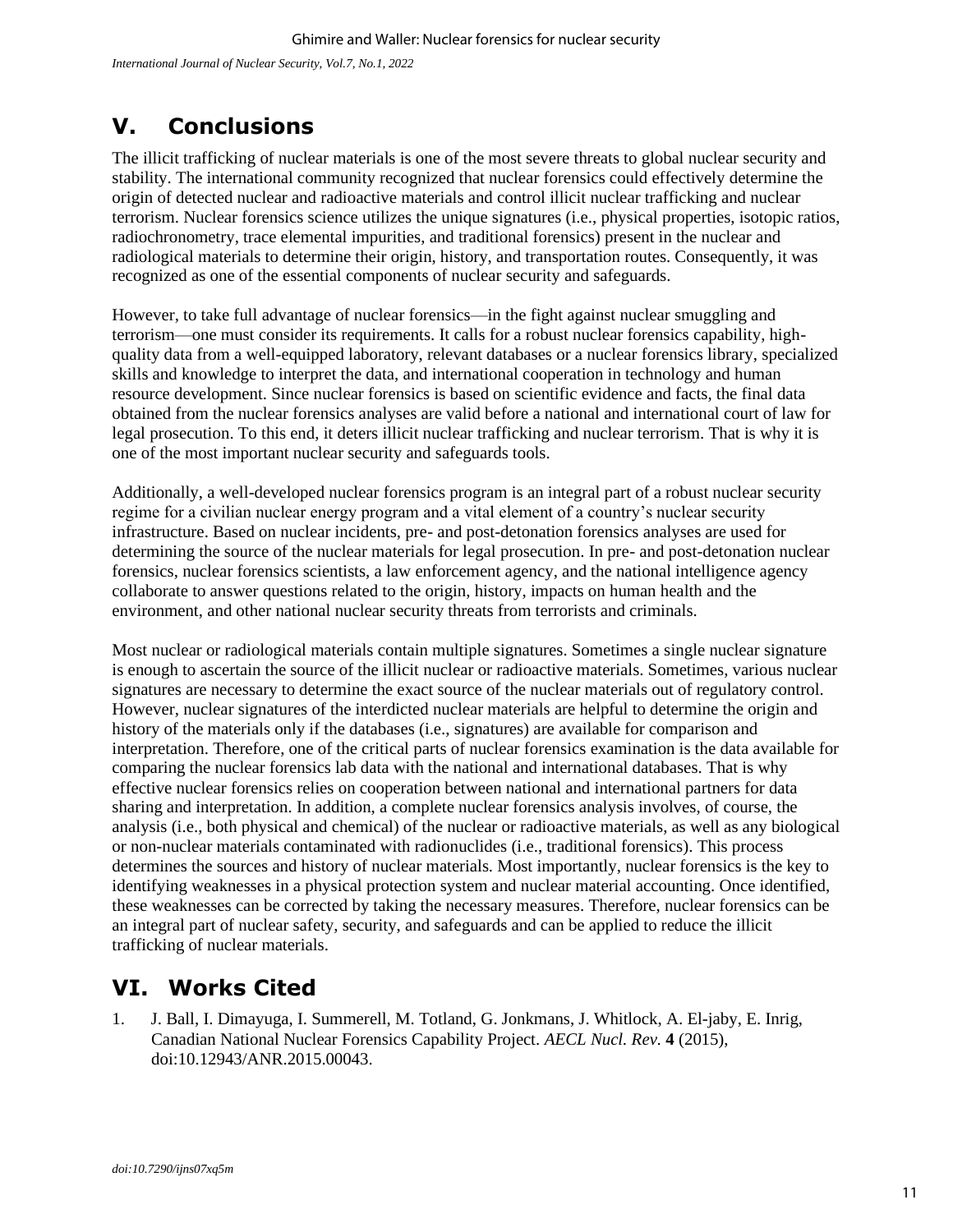## V. Conclusions

The illicit trafficking of nuclear materials is one of the most severe threats to global nuclear security and stability. The international community recognized that nuclear forensics could effectively determine the origin of detected nuclear and radioactive materials and control illicit nuclear trafficking and nuclear terrorism. Nuclear forensics science utilizes the unique signatures (i.e., physical properties, isotopic ratios, radiochronometry, trace elemental impurities, and traditional forensics) present in the nuclear and radiological materials to determine their origin, history, and transportation routes. Consequently, it was recognized as one of the essential components of nuclear security and safeguards.

However, to take full advantage of nuclear forensics—in the fight against nuclear smuggling and terrorism—one must consider its requirements. It calls for a robust nuclear forensics capability, high-quality data from a well-equipped laboratory, relevant databases or a nuclear forensics library, specialized skills and knowledge to interpret the data, and international cooperation in technology and human resource development. Since nuclear forensics is based on scientific evidence and facts, the final data obtained from the nuclear forensics analyses are valid before a national and international court of law for legal prosecution. To this end, it deters illicit nuclear trafficking and nuclear terrorism. That is why it is one of the most important nuclear security and safeguards tools.

Additionally, a well-developed nuclear forensics program is an integral part of a robust nuclear security regime for a civilian nuclear energy program and a vital element of a country's nuclear security infrastructure. Based on nuclear incidents, pre- and post-detonation forensics analyses are used for determining the source of the nuclear materials for legal prosecution. In pre- and post-detonation nuclear forensics, nuclear forensics scientists, a law enforcement agency, and the national intelligence agency collaborate to answer questions related to the origin, history, impacts on human health and the environment, and other national nuclear security threats from terrorists and criminals.

Most nuclear or radiological materials contain multiple signatures. Sometimes a single nuclear signature is enough to ascertain the source of the illicit nuclear or radioactive materials. Sometimes, various nuclear signatures are necessary to determine the exact source of the nuclear materials out of regulatory control. However, nuclear signatures of the interdicted nuclear materials are helpful to determine the origin and history of the materials only if the databases (i.e., signatures) are available for comparison and interpretation. Therefore, one of the critical parts of nuclear forensics examination is the data available for comparing the nuclear forensics lab data with the national and international databases. That is why effective nuclear forensics relies on cooperation between national and international partners for data sharing and interpretation. In addition, a complete nuclear forensics analysis involves, of course, the analysis (i.e., both physical and chemical) of the nuclear or radioactive materials, as well as any biological or non-nuclear materials contaminated with radionuclides (i.e., traditional forensics). This process determines the sources and history of nuclear materials. Most importantly, nuclear forensics is the key to identifying weaknesses in a physical protection system and nuclear material accounting. Once identified, these weaknesses can be corrected by taking the necessary measures. Therefore, nuclear forensics can be an integral part of nuclear safety, security, and safeguards and can be applied to reduce the illicit trafficking of nuclear materials.

## VI. Works Cited

1. J. Ball, I. Dimayuga, I. Summerell, M. Totland, G. Jonkmans, J. Whitlock, A. El-jaby, E. Inrig, Canadian National Nuclear Forensics Capability Project. *AECL Nucl. Rev.* **4** (2015), doi:10.12943/ANR.2015.00043.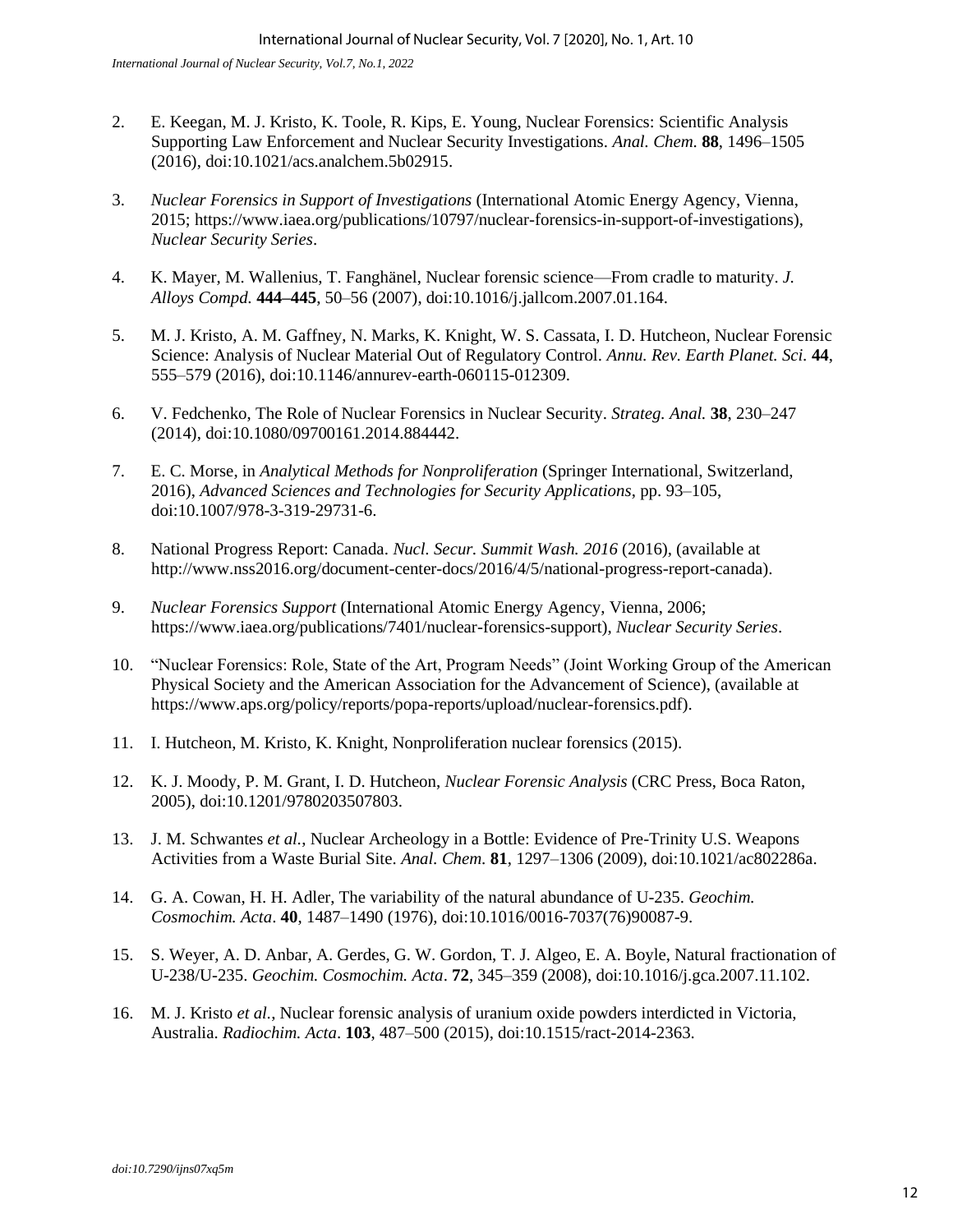2. E. Keegan, M. J. Kristo, K. Toole, R. Kips, E. Young, Nuclear Forensics: Scientific Analysis Supporting Law Enforcement and Nuclear Security Investigations. *Anal. Chem.* **88**, 1496–1505 (2016), doi:10.1021/acs.analchem.5b02915.

3. *Nuclear Forensics in Support of Investigations* (International Atomic Energy Agency, Vienna, 2015; https://www.iaea.org/publications/10797/nuclear-forensics-in-support-of-investigations), *Nuclear Security Series*.

4. K. Mayer, M. Wallenius, T. Fanghänel, Nuclear forensic science—From cradle to maturity. *J. Alloys Compd.* **444–445**, 50–56 (2007), doi:10.1016/j.jallcom.2007.01.164.

5. M. J. Kristo, A. M. Gaffney, N. Marks, K. Knight, W. S. Cassata, I. D. Hutcheon, Nuclear Forensic Science: Analysis of Nuclear Material Out of Regulatory Control. *Annu. Rev. Earth Planet. Sci.* **44**, 555–579 (2016), doi:10.1146/annurev-earth-060115-012309.

6. V. Fedchenko, The Role of Nuclear Forensics in Nuclear Security. *Strateg. Anal.* **38**, 230–247 (2014), doi:10.1080/09700161.2014.884442.

7. E. C. Morse, in *Analytical Methods for Nonproliferation* (Springer International, Switzerland, 2016), *Advanced Sciences and Technologies for Security Applications*, pp. 93–105, doi:10.1007/978-3-319-29731-6.

8. National Progress Report: Canada. *Nucl. Secur. Summit Wash. 2016* (2016), (available at http://www.nss2016.org/document-center-docs/2016/4/5/national-progress-report-canada).

9. *Nuclear Forensics Support* (International Atomic Energy Agency, Vienna, 2006; https://www.iaea.org/publications/7401/nuclear-forensics-support), *Nuclear Security Series*.

10. "Nuclear Forensics: Role, State of the Art, Program Needs" (Joint Working Group of the American Physical Society and the American Association for the Advancement of Science), (available at https://www.aps.org/policy/reports/popa-reports/upload/nuclear-forensics.pdf).

11. I. Hutcheon, M. Kristo, K. Knight, Nonproliferation nuclear forensics (2015).

12. K. J. Moody, P. M. Grant, I. D. Hutcheon, *Nuclear Forensic Analysis* (CRC Press, Boca Raton, 2005), doi:10.1201/9780203507803.

13. J. M. Schwantes *et al.*, Nuclear Archeology in a Bottle: Evidence of Pre-Trinity U.S. Weapons Activities from a Waste Burial Site. *Anal. Chem.* **81**, 1297–1306 (2009), doi:10.1021/ac802286a.

14. G. A. Cowan, H. H. Adler, The variability of the natural abundance of U-235. *Geochim. Cosmochim. Acta*. **40**, 1487–1490 (1976), doi:10.1016/0016-7037(76)90087-9.

15. S. Weyer, A. D. Anbar, A. Gerdes, G. W. Gordon, T. J. Algeo, E. A. Boyle, Natural fractionation of U-238/U-235. *Geochim. Cosmochim. Acta*. **72**, 345–359 (2008), doi:10.1016/j.gca.2007.11.102.

16. M. J. Kristo *et al.*, Nuclear forensic analysis of uranium oxide powders interdicted in Victoria, Australia. *Radiochim. Acta*. **103**, 487–500 (2015), doi:10.1515/ract-2014-2363.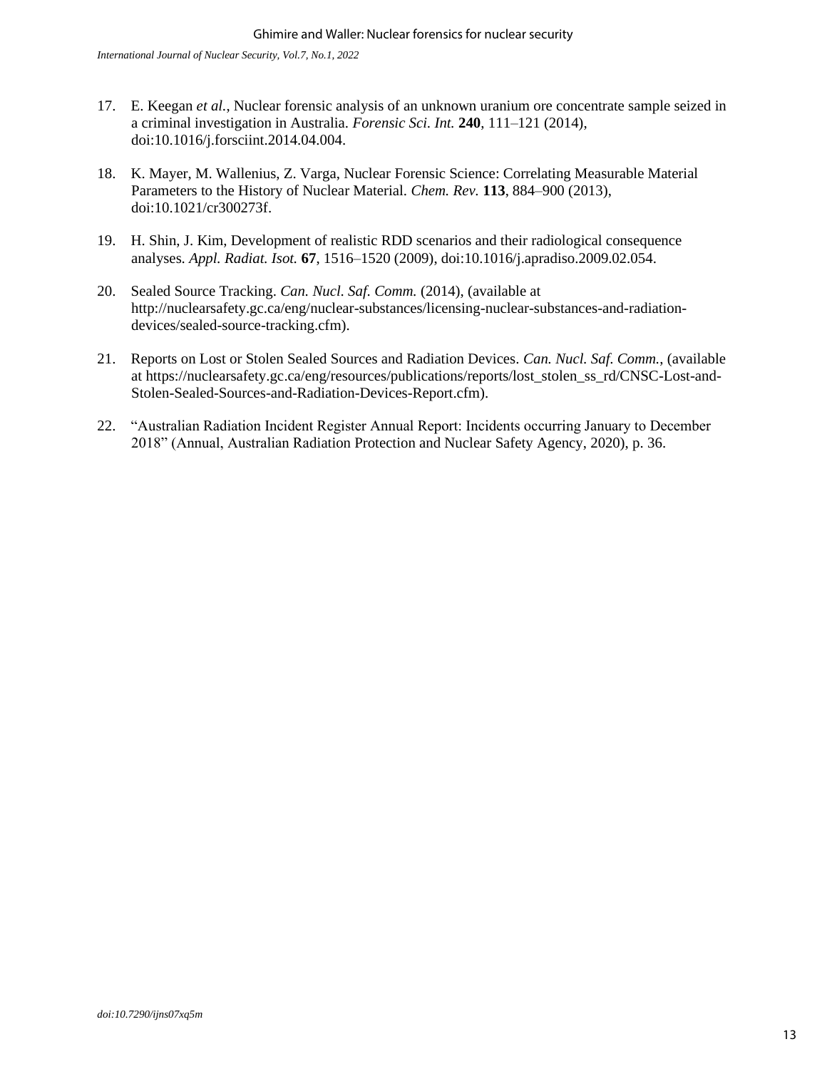17. E. Keegan *et al.*, Nuclear forensic analysis of an unknown uranium ore concentrate sample seized in a criminal investigation in Australia. *Forensic Sci. Int.* **240**, 111–121 (2014), doi:10.1016/j.forsciint.2014.04.004.

18. K. Mayer, M. Wallenius, Z. Varga, Nuclear Forensic Science: Correlating Measurable Material Parameters to the History of Nuclear Material. *Chem. Rev.* **113**, 884–900 (2013), doi:10.1021/cr300273f.

19. H. Shin, J. Kim, Development of realistic RDD scenarios and their radiological consequence analyses. *Appl. Radiat. Isot.* **67**, 1516–1520 (2009), doi:10.1016/j.apradiso.2009.02.054.

20. Sealed Source Tracking. *Can. Nucl. Saf. Comm.* (2014), (available at http://nuclearsafety.gc.ca/eng/nuclear-substances/licensing-nuclear-substances-and-radiation-devices/sealed-source-tracking.cfm).

21. Reports on Lost or Stolen Sealed Sources and Radiation Devices. *Can. Nucl. Saf. Comm.*, (available at https://nuclearsafety.gc.ca/eng/resources/publications/reports/lost_stolen_ss_rd/CNSC-Lost-and-Stolen-Sealed-Sources-and-Radiation-Devices-Report.cfm).

22. "Australian Radiation Incident Register Annual Report: Incidents occurring January to December 2018" (Annual, Australian Radiation Protection and Nuclear Safety Agency, 2020), p. 36.